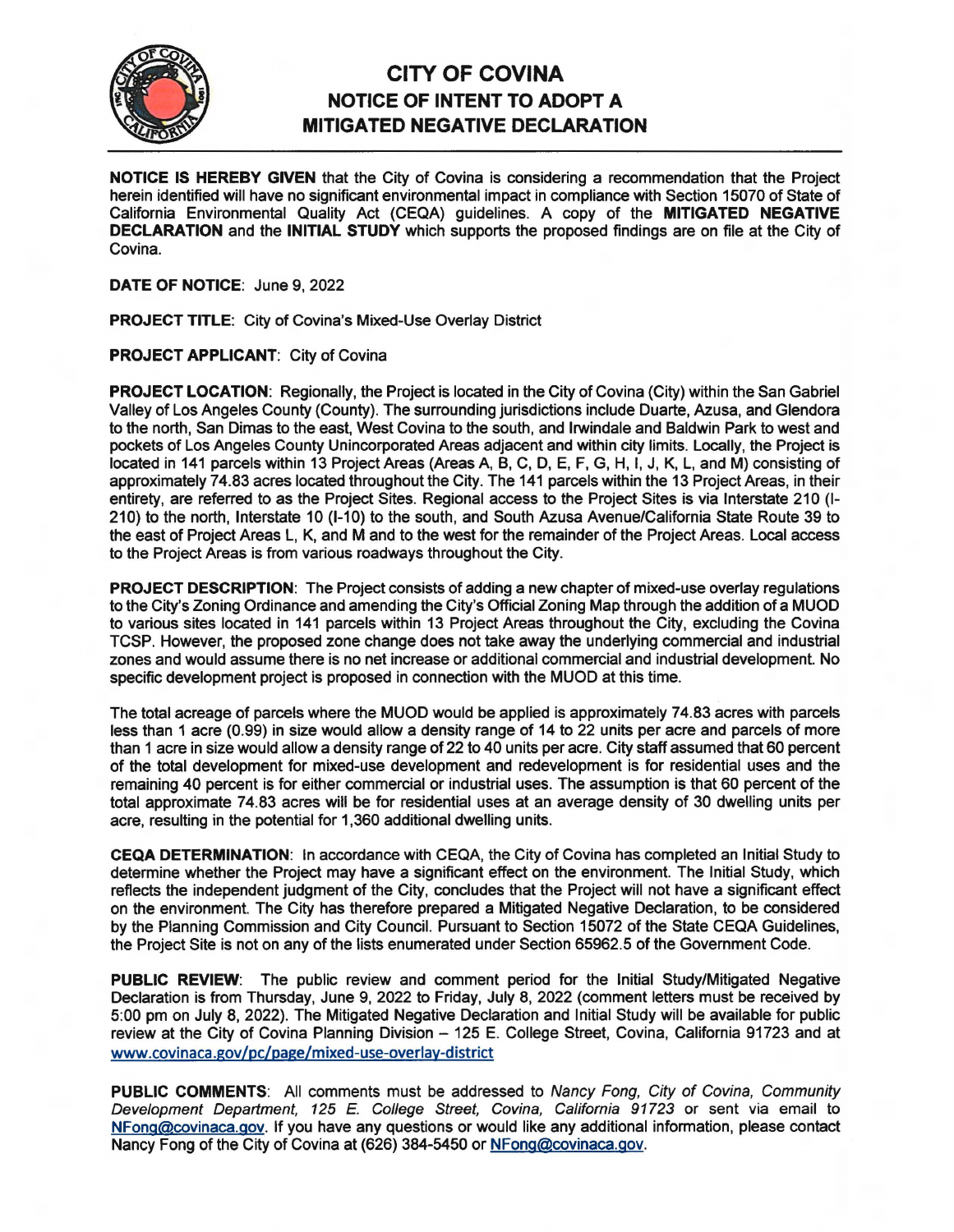# CITY OF COVINA
## NOTICE OF INTENT TO ADOPT A MITIGATED NEGATIVE DECLARATION

**NOTICE IS HEREBY GIVEN** that the City of Covina is considering a recommendation that the Project herein identified will have no significant environmental impact in compliance with Section 15070 of State of California Environmental Quality Act (CEQA) guidelines. A copy of the **MITIGATED NEGATIVE DECLARATION** and the **INITIAL STUDY** which supports the proposed findings are on file at the City of Covina.

**DATE OF NOTICE**: June 9, 2022

**PROJECT TITLE:** City of Covina's Mixed-Use Overlay District

**PROJECT APPLICANT**: City of Covina

**PROJECT LOCATION**: Regionally, the Project is located in the City of Covina (City) within the San Gabriel Valley of Los Angeles County (County). The surrounding jurisdictions include Duarte, Azusa, and Glendora to the north, San Dimas to the east, West Covina to the south, and Irwindale and Baldwin Park to west and pockets of Los Angeles County Unincorporated Areas adjacent and within city limits. Locally, the Project is located in 141 parcels within 13 Project Areas (Areas A, B, C, D, E, F, G, H, I, J, K, L, and M) consisting of approximately 74.83 acres located throughout the City. The 141 parcels within the 13 Project Areas, in their entirety, are referred to as the Project Sites. Regional access to the Project Sites is via Interstate 210 (I-210) to the north, Interstate 10 (I-10) to the south, and South Azusa Avenue/California State Route 39 to the east of Project Areas L, K, and M and to the west for the remainder of the Project Areas. Local access to the Project Areas is from various roadways throughout the City.

**PROJECT DESCRIPTION**: The Project consists of adding a new chapter of mixed-use overlay regulations to the City's Zoning Ordinance and amending the City's Official Zoning Map through the addition of a MUOD to various sites located in 141 parcels within 13 Project Areas throughout the City, excluding the Covina TCSP. However, the proposed zone change does not take away the underlying commercial and industrial zones and would assume there is no net increase or additional commercial and industrial development. No specific development project is proposed in connection with the MUOD at this time.

The total acreage of parcels where the MUOD would be applied is approximately 74.83 acres with parcels less than 1 acre (0.99) in size would allow a density range of 14 to 22 units per acre and parcels of more than 1 acre in size would allow a density range of 22 to 40 units per acre. City staff assumed that 60 percent of the total development for mixed-use development and redevelopment is for residential uses and the remaining 40 percent is for either commercial or industrial uses. The assumption is that 60 percent of the total approximate 74.83 acres will be for residential uses at an average density of 30 dwelling units per acre, resulting in the potential for 1,360 additional dwelling units.

**CEQA DETERMINATION**: In accordance with CEQA, the City of Covina has completed an Initial Study to determine whether the Project may have a significant effect on the environment. The Initial Study, which reflects the independent judgment of the City, concludes that the Project will not have a significant effect on the environment. The City has therefore prepared a Mitigated Negative Declaration, to be considered by the Planning Commission and City Council. Pursuant to Section 15072 of the State CEQA Guidelines, the Project Site is not on any of the lists enumerated under Section 65962.5 of the Government Code.

**PUBLIC REVIEW**: The public review and comment period for the Initial Study/Mitigated Negative Declaration is from Thursday, June 9, 2022 to Friday, July 8, 2022 (comment letters must be received by 5:00 pm on July 8, 2022). The Mitigated Negative Declaration and Initial Study will be available for public review at the City of Covina Planning Division – 125 E. College Street, Covina, California 91723 and at www.covinaca.gov/pc/page/mixed-use-overlay-district

**PUBLIC COMMENTS**: All comments must be addressed to *Nancy Fong, City of Covina, Community Development Department, 125 E. College Street, Covina, California 91723* or sent via email to NFong@covinaca.gov. If you have any questions or would like any additional information, please contact Nancy Fong of the City of Covina at (626) 384-5450 or NFong@covinaca.gov.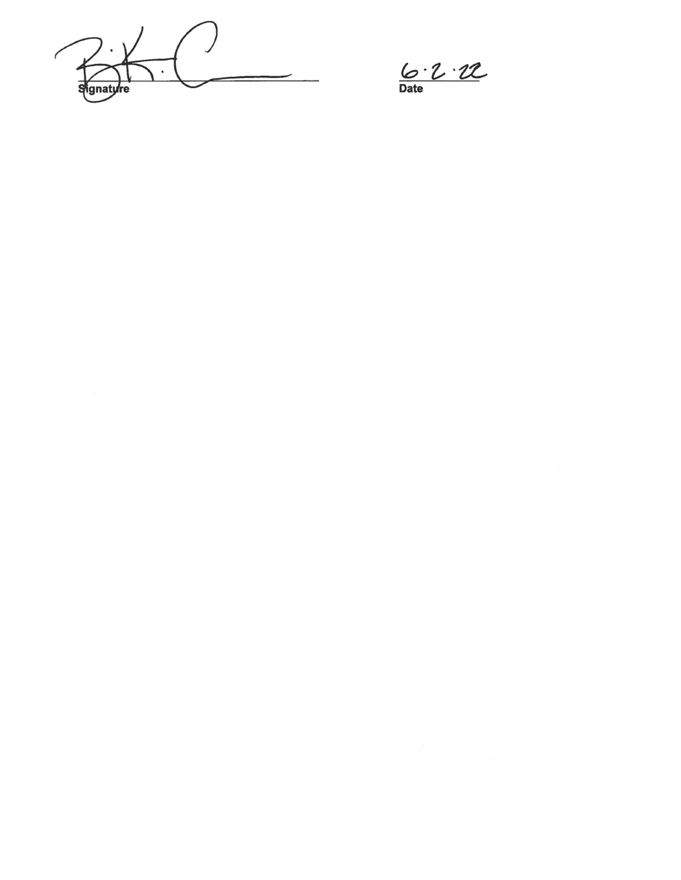Signature

6·2·22

Date